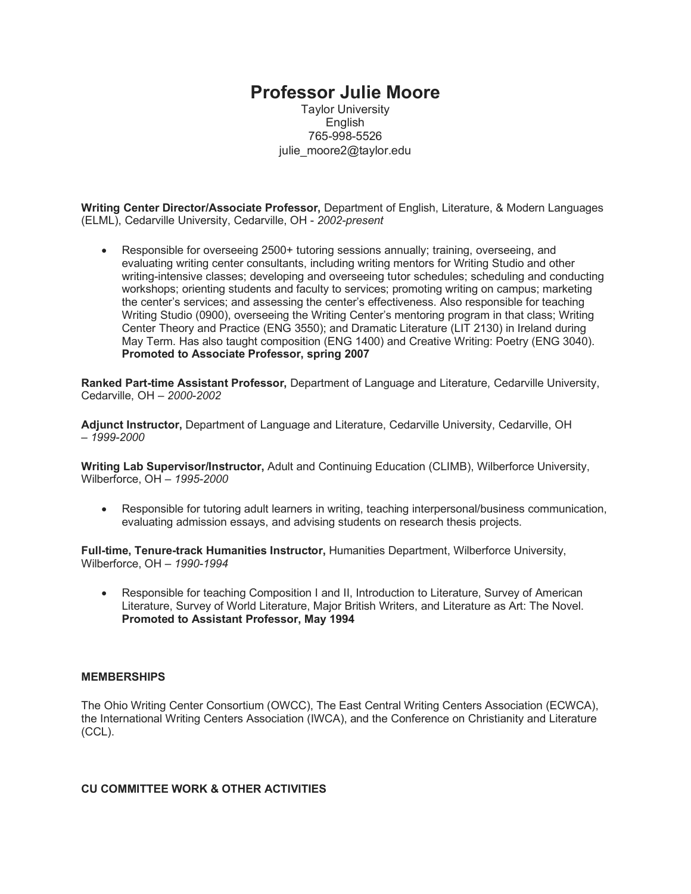# Professor Julie Moore

Taylor University
English
765-998-5526
julie_moore2@taylor.edu

**Writing Center Director/Associate Professor,** Department of English, Literature, & Modern Languages (ELML), Cedarville University, Cedarville, OH - *2002-present*

- Responsible for overseeing 2500+ tutoring sessions annually; training, overseeing, and evaluating writing center consultants, including writing mentors for Writing Studio and other writing-intensive classes; developing and overseeing tutor schedules; scheduling and conducting workshops; orienting students and faculty to services; promoting writing on campus; marketing the center's services; and assessing the center's effectiveness. Also responsible for teaching Writing Studio (0900), overseeing the Writing Center's mentoring program in that class; Writing Center Theory and Practice (ENG 3550); and Dramatic Literature (LIT 2130) in Ireland during May Term. Has also taught composition (ENG 1400) and Creative Writing: Poetry (ENG 3040). **Promoted to Associate Professor, spring 2007**

**Ranked Part-time Assistant Professor,** Department of Language and Literature, Cedarville University, Cedarville, OH – *2000-2002*

**Adjunct Instructor,** Department of Language and Literature, Cedarville University, Cedarville, OH – *1999-2000*

**Writing Lab Supervisor/Instructor,** Adult and Continuing Education (CLIMB), Wilberforce University, Wilberforce, OH – *1995-2000*

- Responsible for tutoring adult learners in writing, teaching interpersonal/business communication, evaluating admission essays, and advising students on research thesis projects.

**Full-time, Tenure-track Humanities Instructor,** Humanities Department, Wilberforce University, Wilberforce, OH – *1990-1994*

- Responsible for teaching Composition I and II, Introduction to Literature, Survey of American Literature, Survey of World Literature, Major British Writers, and Literature as Art: The Novel. **Promoted to Assistant Professor, May 1994**

## MEMBERSHIPS

The Ohio Writing Center Consortium (OWCC), The East Central Writing Centers Association (ECWCA), the International Writing Centers Association (IWCA), and the Conference on Christianity and Literature (CCL).

## CU COMMITTEE WORK & OTHER ACTIVITIES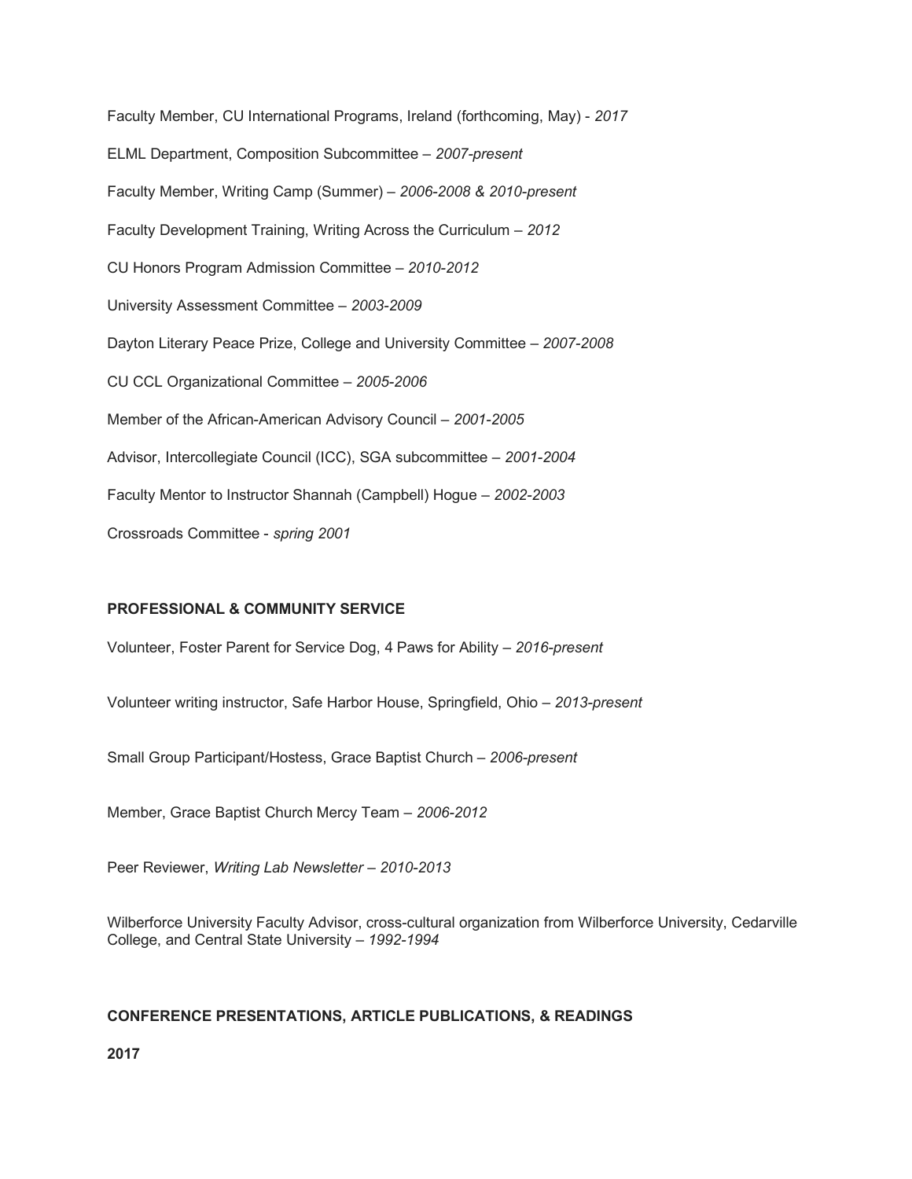Faculty Member, CU International Programs, Ireland (forthcoming, May) - *2017*

ELML Department, Composition Subcommittee – *2007-present*

Faculty Member, Writing Camp (Summer) – *2006-2008 & 2010-present*

Faculty Development Training, Writing Across the Curriculum – *2012*

CU Honors Program Admission Committee – *2010-2012*

University Assessment Committee – *2003-2009*

Dayton Literary Peace Prize, College and University Committee – *2007-2008*

CU CCL Organizational Committee – *2005-2006*

Member of the African-American Advisory Council – *2001-2005*

Advisor, Intercollegiate Council (ICC), SGA subcommittee – *2001-2004*

Faculty Mentor to Instructor Shannah (Campbell) Hogue – *2002-2003*

Crossroads Committee - *spring 2001*

**PROFESSIONAL & COMMUNITY SERVICE**

Volunteer, Foster Parent for Service Dog, 4 Paws for Ability – *2016-present*

Volunteer writing instructor, Safe Harbor House, Springfield, Ohio – *2013-present*

Small Group Participant/Hostess, Grace Baptist Church – *2006-present*

Member, Grace Baptist Church Mercy Team – *2006-2012*

Peer Reviewer, *Writing Lab Newsletter – 2010-2013*

Wilberforce University Faculty Advisor, cross-cultural organization from Wilberforce University, Cedarville College, and Central State University – *1992-1994*

**CONFERENCE PRESENTATIONS, ARTICLE PUBLICATIONS, & READINGS**

**2017**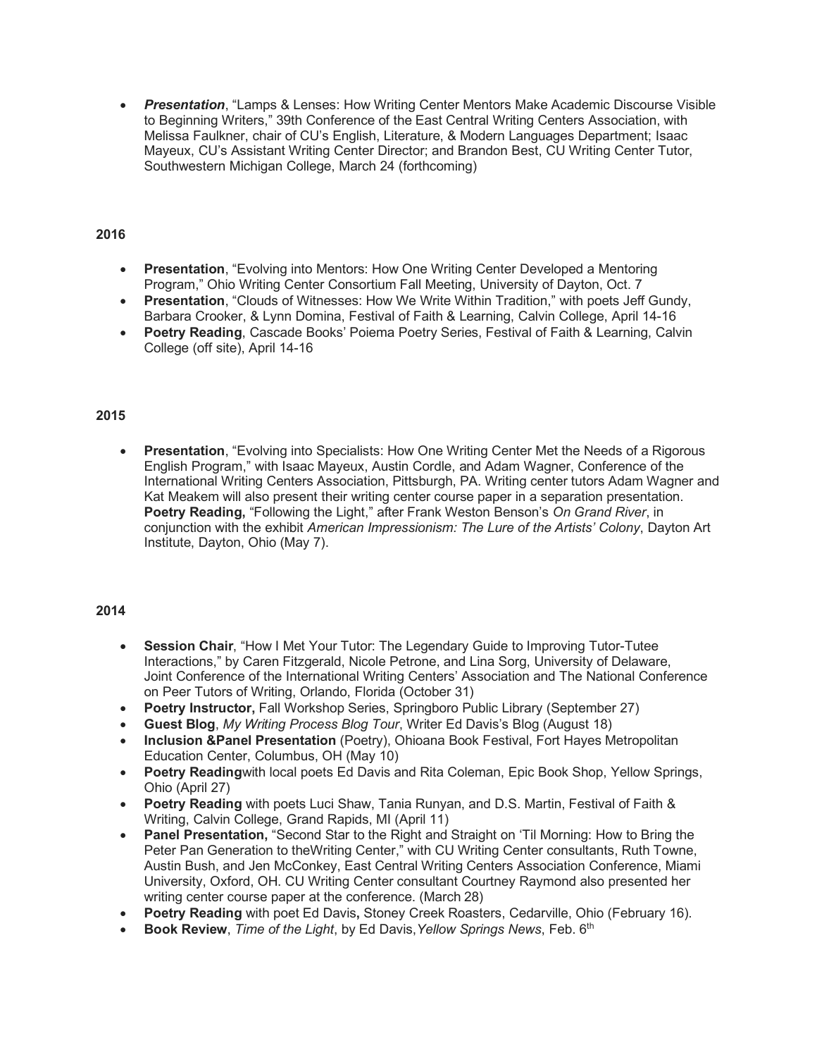- ***Presentation***, "Lamps & Lenses: How Writing Center Mentors Make Academic Discourse Visible to Beginning Writers," 39th Conference of the East Central Writing Centers Association, with Melissa Faulkner, chair of CU's English, Literature, & Modern Languages Department; Isaac Mayeux, CU's Assistant Writing Center Director; and Brandon Best, CU Writing Center Tutor, Southwestern Michigan College, March 24 (forthcoming)

**2016**

- **Presentation**, "Evolving into Mentors: How One Writing Center Developed a Mentoring Program," Ohio Writing Center Consortium Fall Meeting, University of Dayton, Oct. 7
- **Presentation**, "Clouds of Witnesses: How We Write Within Tradition," with poets Jeff Gundy, Barbara Crooker, & Lynn Domina, Festival of Faith & Learning, Calvin College, April 14-16
- **Poetry Reading**, Cascade Books' Poiema Poetry Series, Festival of Faith & Learning, Calvin College (off site), April 14-16

**2015**

- **Presentation**, "Evolving into Specialists: How One Writing Center Met the Needs of a Rigorous English Program," with Isaac Mayeux, Austin Cordle, and Adam Wagner, Conference of the International Writing Centers Association, Pittsburgh, PA. Writing center tutors Adam Wagner and Kat Meakem will also present their writing center course paper in a separation presentation. **Poetry Reading,** "Following the Light," after Frank Weston Benson's *On Grand River*, in conjunction with the exhibit *American Impressionism: The Lure of the Artists' Colony*, Dayton Art Institute, Dayton, Ohio (May 7).

**2014**

- **Session Chair**, "How I Met Your Tutor: The Legendary Guide to Improving Tutor-Tutee Interactions," by Caren Fitzgerald, Nicole Petrone, and Lina Sorg, University of Delaware, Joint Conference of the International Writing Centers' Association and The National Conference on Peer Tutors of Writing, Orlando, Florida (October 31)
- **Poetry Instructor,** Fall Workshop Series, Springboro Public Library (September 27)
- **Guest Blog**, *My Writing Process Blog Tour*, Writer Ed Davis's Blog (August 18)
- **Inclusion &Panel Presentation** (Poetry), Ohioana Book Festival, Fort Hayes Metropolitan Education Center, Columbus, OH (May 10)
- **Poetry Reading**with local poets Ed Davis and Rita Coleman, Epic Book Shop, Yellow Springs, Ohio (April 27)
- **Poetry Reading** with poets Luci Shaw, Tania Runyan, and D.S. Martin, Festival of Faith & Writing, Calvin College, Grand Rapids, MI (April 11)
- **Panel Presentation,** "Second Star to the Right and Straight on 'Til Morning: How to Bring the Peter Pan Generation to theWriting Center," with CU Writing Center consultants, Ruth Towne, Austin Bush, and Jen McConkey, East Central Writing Centers Association Conference, Miami University, Oxford, OH. CU Writing Center consultant Courtney Raymond also presented her writing center course paper at the conference. (March 28)
- **Poetry Reading** with poet Ed Davis**,** Stoney Creek Roasters, Cedarville, Ohio (February 16).
- **Book Review**, *Time of the Light*, by Ed Davis,*Yellow Springs News*, Feb. 6th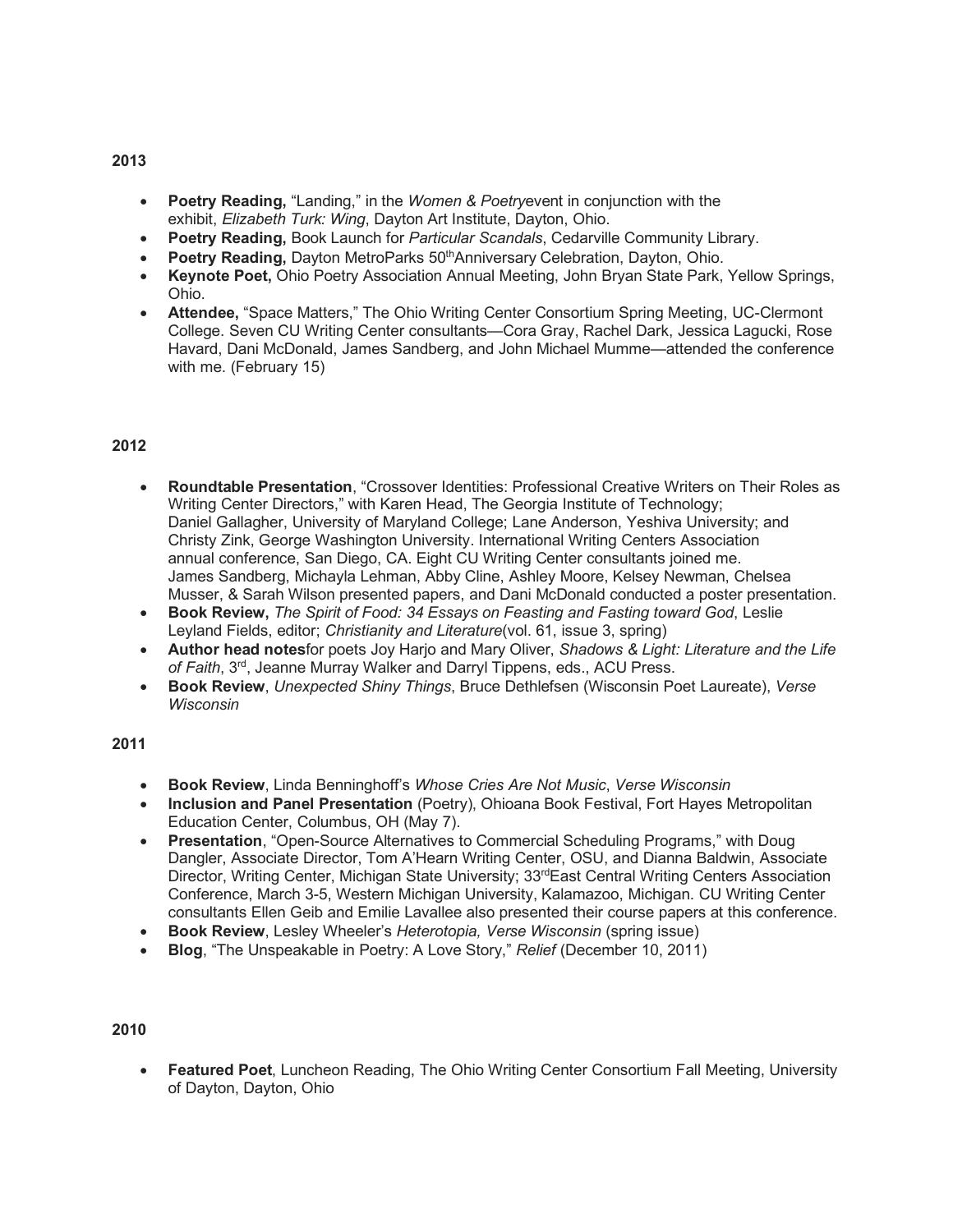**2013**

- **Poetry Reading,** “Landing,” in the *Women & Poetry*event in conjunction with the exhibit, *Elizabeth Turk: Wing*, Dayton Art Institute, Dayton, Ohio.
- **Poetry Reading,** Book Launch for *Particular Scandals*, Cedarville Community Library.
- **Poetry Reading,** Dayton MetroParks 50thAnniversary Celebration, Dayton, Ohio.
- **Keynote Poet,** Ohio Poetry Association Annual Meeting, John Bryan State Park, Yellow Springs, Ohio.
- **Attendee,** “Space Matters,” The Ohio Writing Center Consortium Spring Meeting, UC-Clermont College. Seven CU Writing Center consultants—Cora Gray, Rachel Dark, Jessica Lagucki, Rose Havard, Dani McDonald, James Sandberg, and John Michael Mumme—attended the conference with me. (February 15)

**2012**

- **Roundtable Presentation**, “Crossover Identities: Professional Creative Writers on Their Roles as Writing Center Directors,” with Karen Head, The Georgia Institute of Technology; Daniel Gallagher, University of Maryland College; Lane Anderson, Yeshiva University; and Christy Zink, George Washington University. International Writing Centers Association annual conference, San Diego, CA. Eight CU Writing Center consultants joined me. James Sandberg, Michayla Lehman, Abby Cline, Ashley Moore, Kelsey Newman, Chelsea Musser, & Sarah Wilson presented papers, and Dani McDonald conducted a poster presentation.
- **Book Review,** *The Spirit of Food: 34 Essays on Feasting and Fasting toward God*, Leslie Leyland Fields, editor; *Christianity and Literature*(vol. 61, issue 3, spring)
- **Author head notes**for poets Joy Harjo and Mary Oliver, *Shadows & Light: Literature and the Life of Faith*, 3rd, Jeanne Murray Walker and Darryl Tippens, eds., ACU Press.
- **Book Review**, *Unexpected Shiny Things*, Bruce Dethlefsen (Wisconsin Poet Laureate), *Verse Wisconsin*

**2011**

- **Book Review**, Linda Benninghoff’s *Whose Cries Are Not Music*, *Verse Wisconsin*
- **Inclusion and Panel Presentation** (Poetry), Ohioana Book Festival, Fort Hayes Metropolitan Education Center, Columbus, OH (May 7).
- **Presentation**, “Open-Source Alternatives to Commercial Scheduling Programs,” with Doug Dangler, Associate Director, Tom A’Hearn Writing Center, OSU, and Dianna Baldwin, Associate Director, Writing Center, Michigan State University; 33rdEast Central Writing Centers Association Conference, March 3-5, Western Michigan University, Kalamazoo, Michigan. CU Writing Center consultants Ellen Geib and Emilie Lavallee also presented their course papers at this conference.
- **Book Review**, Lesley Wheeler’s *Heterotopia, Verse Wisconsin* (spring issue)
- **Blog**, “The Unspeakable in Poetry: A Love Story,” *Relief* (December 10, 2011)

**2010**

- **Featured Poet**, Luncheon Reading, The Ohio Writing Center Consortium Fall Meeting, University of Dayton, Dayton, Ohio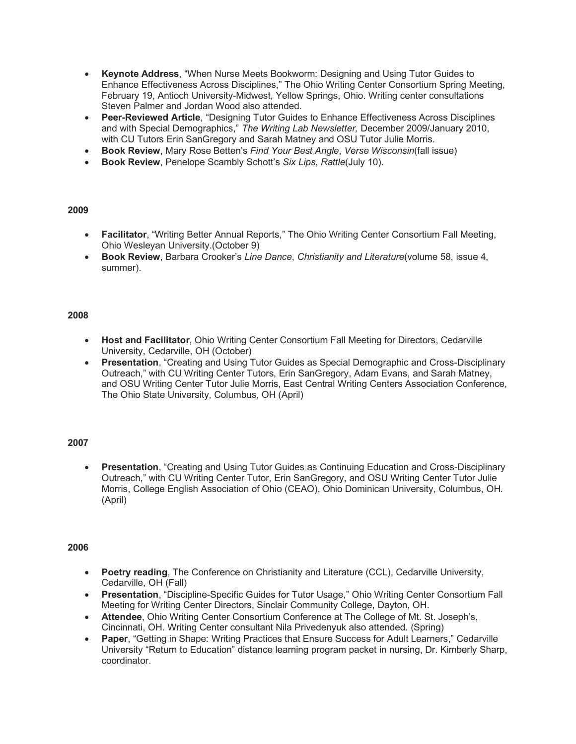- **Keynote Address**, "When Nurse Meets Bookworm: Designing and Using Tutor Guides to Enhance Effectiveness Across Disciplines," The Ohio Writing Center Consortium Spring Meeting, February 19, Antioch University-Midwest, Yellow Springs, Ohio. Writing center consultations Steven Palmer and Jordan Wood also attended.
- **Peer-Reviewed Article**, "Designing Tutor Guides to Enhance Effectiveness Across Disciplines and with Special Demographics," *The Writing Lab Newsletter,* December 2009/January 2010, with CU Tutors Erin SanGregory and Sarah Matney and OSU Tutor Julie Morris.
- **Book Review**, Mary Rose Betten's *Find Your Best Angle*, *Verse Wisconsin*(fall issue)
- **Book Review**, Penelope Scambly Schott's *Six Lips*, *Rattle*(July 10).

**2009**

- **Facilitator**, "Writing Better Annual Reports," The Ohio Writing Center Consortium Fall Meeting, Ohio Wesleyan University.(October 9)
- **Book Review**, Barbara Crooker's *Line Dance*, *Christianity and Literature*(volume 58, issue 4, summer).

**2008**

- **Host and Facilitator**, Ohio Writing Center Consortium Fall Meeting for Directors, Cedarville University, Cedarville, OH (October)
- **Presentation**, "Creating and Using Tutor Guides as Special Demographic and Cross-Disciplinary Outreach," with CU Writing Center Tutors, Erin SanGregory, Adam Evans, and Sarah Matney, and OSU Writing Center Tutor Julie Morris, East Central Writing Centers Association Conference, The Ohio State University, Columbus, OH (April)

**2007**

- **Presentation**, "Creating and Using Tutor Guides as Continuing Education and Cross-Disciplinary Outreach," with CU Writing Center Tutor, Erin SanGregory, and OSU Writing Center Tutor Julie Morris, College English Association of Ohio (CEAO), Ohio Dominican University, Columbus, OH. (April)

**2006**

- **Poetry reading**, The Conference on Christianity and Literature (CCL), Cedarville University, Cedarville, OH (Fall)
- **Presentation**, "Discipline-Specific Guides for Tutor Usage," Ohio Writing Center Consortium Fall Meeting for Writing Center Directors, Sinclair Community College, Dayton, OH.
- **Attendee**, Ohio Writing Center Consortium Conference at The College of Mt. St. Joseph's, Cincinnati, OH. Writing Center consultant Nila Privedenyuk also attended. (Spring)
- **Paper**, "Getting in Shape: Writing Practices that Ensure Success for Adult Learners," Cedarville University "Return to Education" distance learning program packet in nursing, Dr. Kimberly Sharp, coordinator.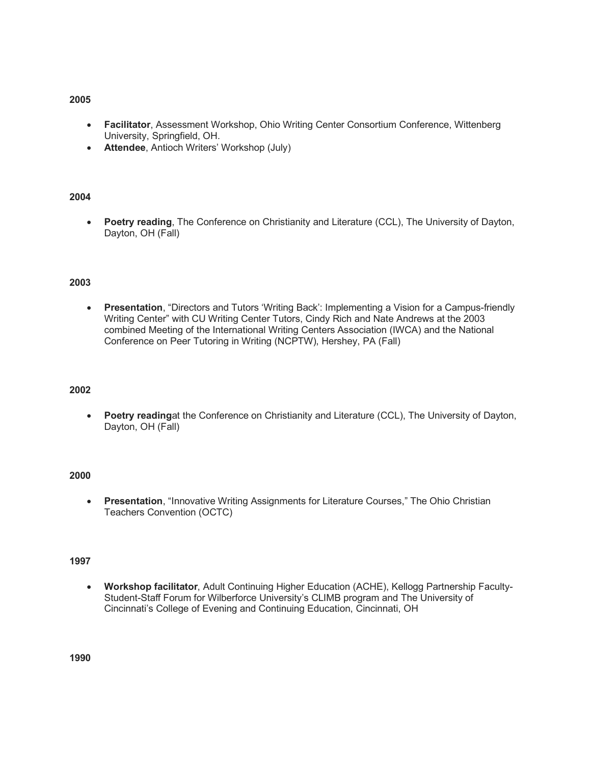**2005**

- **Facilitator**, Assessment Workshop, Ohio Writing Center Consortium Conference, Wittenberg University, Springfield, OH.
- **Attendee**, Antioch Writers' Workshop (July)

**2004**

- **Poetry reading**, The Conference on Christianity and Literature (CCL), The University of Dayton, Dayton, OH (Fall)

**2003**

- **Presentation**, "Directors and Tutors 'Writing Back': Implementing a Vision for a Campus-friendly Writing Center" with CU Writing Center Tutors, Cindy Rich and Nate Andrews at the 2003 combined Meeting of the International Writing Centers Association (IWCA) and the National Conference on Peer Tutoring in Writing (NCPTW), Hershey, PA (Fall)

**2002**

- **Poetry reading**at the Conference on Christianity and Literature (CCL), The University of Dayton, Dayton, OH (Fall)

**2000**

- **Presentation**, "Innovative Writing Assignments for Literature Courses," The Ohio Christian Teachers Convention (OCTC)

**1997**

- **Workshop facilitator**, Adult Continuing Higher Education (ACHE), Kellogg Partnership Faculty-Student-Staff Forum for Wilberforce University's CLIMB program and The University of Cincinnati's College of Evening and Continuing Education, Cincinnati, OH

**1990**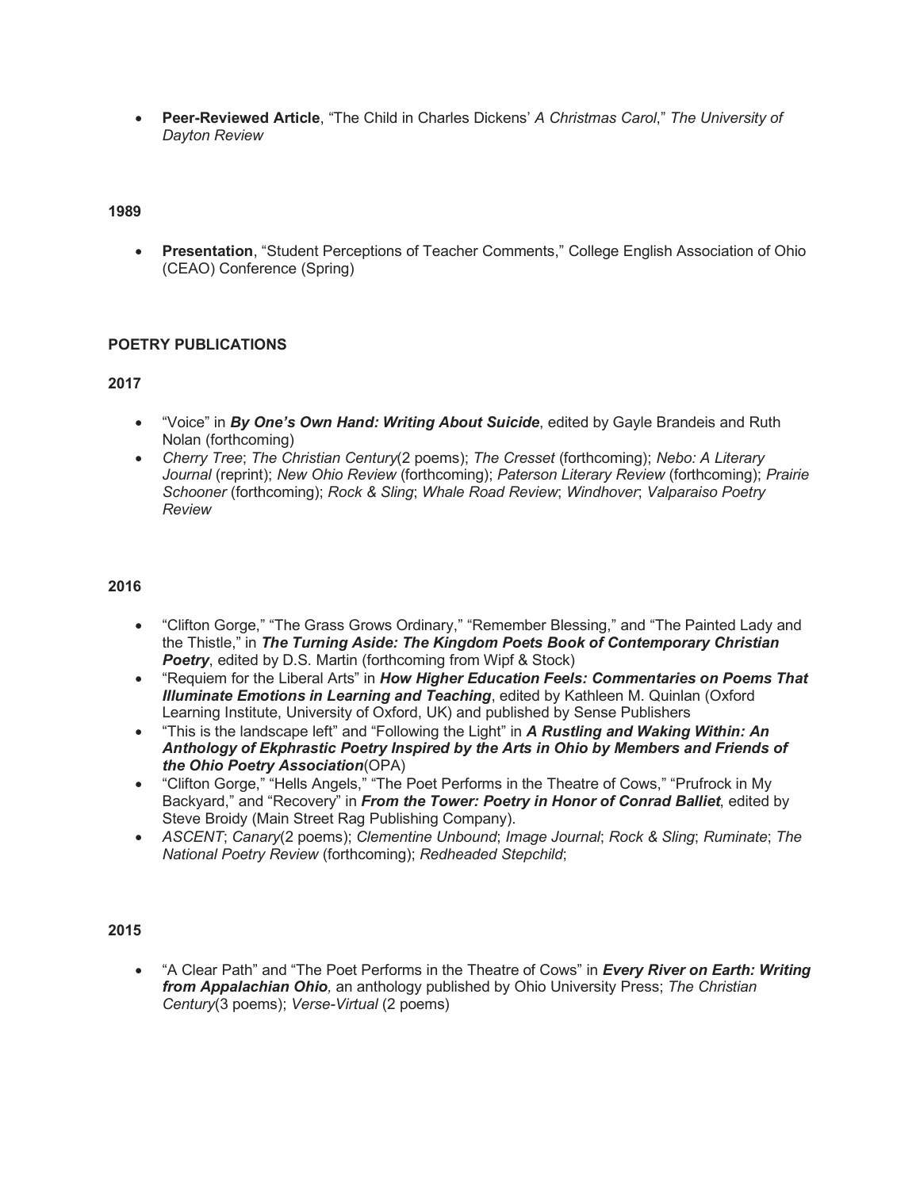- **Peer-Reviewed Article**, "The Child in Charles Dickens' *A Christmas Carol*," *The University of Dayton Review*

**1989**

- **Presentation**, "Student Perceptions of Teacher Comments," College English Association of Ohio (CEAO) Conference (Spring)

**POETRY PUBLICATIONS**

**2017**

- "Voice" in ***By One's Own Hand: Writing About Suicide***, edited by Gayle Brandeis and Ruth Nolan (forthcoming)
- *Cherry Tree*; *The Christian Century*(2 poems); *The Cresset* (forthcoming); *Nebo: A Literary Journal* (reprint); *New Ohio Review* (forthcoming); *Paterson Literary Review* (forthcoming); *Prairie Schooner* (forthcoming); *Rock & Sling*; *Whale Road Review*; *Windhover*; *Valparaiso Poetry Review*

**2016**

- "Clifton Gorge," "The Grass Grows Ordinary," "Remember Blessing," and "The Painted Lady and the Thistle," in ***The Turning Aside: The Kingdom Poets Book of Contemporary Christian Poetry***, edited by D.S. Martin (forthcoming from Wipf & Stock)
- "Requiem for the Liberal Arts" in ***How Higher Education Feels: Commentaries on Poems That Illuminate Emotions in Learning and Teaching***, edited by Kathleen M. Quinlan (Oxford Learning Institute, University of Oxford, UK) and published by Sense Publishers
- "This is the landscape left" and "Following the Light" in ***A Rustling and Waking Within: An Anthology of Ekphrastic Poetry Inspired by the Arts in Ohio by Members and Friends of the Ohio Poetry Association***(OPA)
- "Clifton Gorge," "Hells Angels," "The Poet Performs in the Theatre of Cows," "Prufrock in My Backyard," and "Recovery" in ***From the Tower: Poetry in Honor of Conrad Balliet***, edited by Steve Broidy (Main Street Rag Publishing Company).
- *ASCENT*; *Canary*(2 poems); *Clementine Unbound*; *Image Journal*; *Rock & Sling*; *Ruminate*; *The National Poetry Review* (forthcoming); *Redheaded Stepchild*;

**2015**

- "A Clear Path" and "The Poet Performs in the Theatre of Cows" in ***Every River on Earth: Writing from Appalachian Ohio***, an anthology published by Ohio University Press; *The Christian Century*(3 poems); *Verse-Virtual* (2 poems)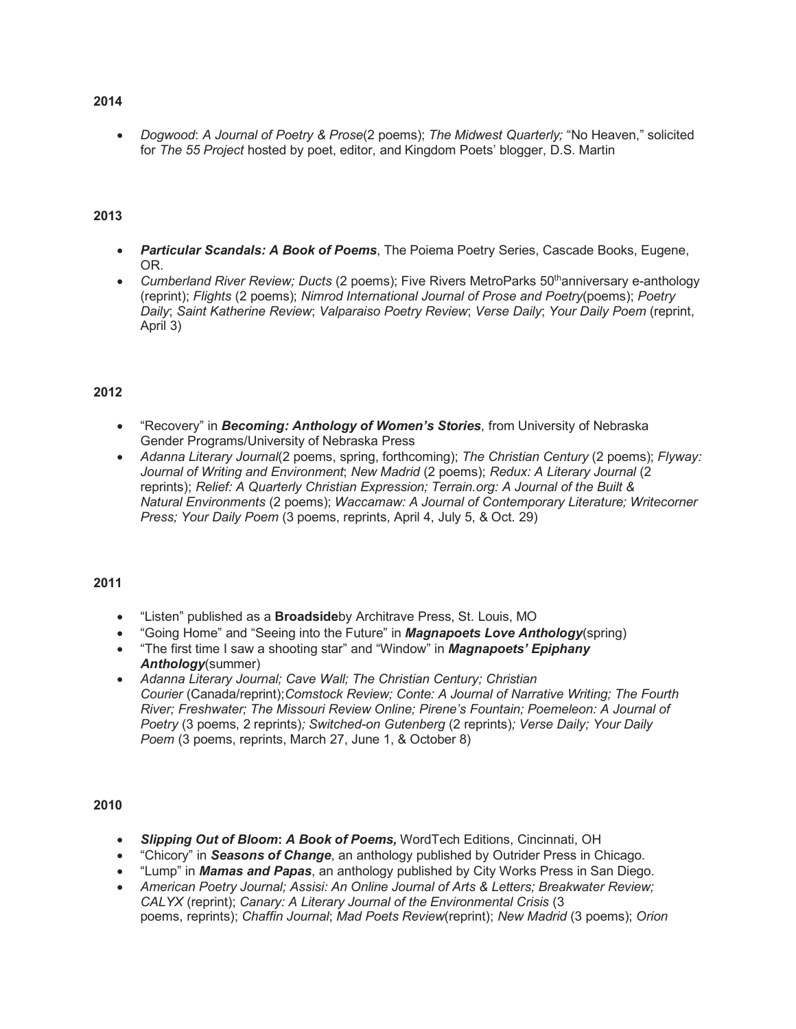**2014**

- *Dogwood*: *A Journal of Poetry & Prose*(2 poems); *The Midwest Quarterly;* "No Heaven," solicited for *The 55 Project* hosted by poet, editor, and Kingdom Poets' blogger, D.S. Martin

**2013**

- ***Particular Scandals: A Book of Poems***, The Poiema Poetry Series, Cascade Books, Eugene, OR.
- *Cumberland River Review; Ducts* (2 poems); Five Rivers MetroParks 50th anniversary e-anthology (reprint); *Flights* (2 poems); *Nimrod International Journal of Prose and Poetry*(poems); *Poetry Daily*; *Saint Katherine Review*; *Valparaiso Poetry Review*; *Verse Daily*; *Your Daily Poem* (reprint, April 3)

**2012**

- "Recovery" in ***Becoming: Anthology of Women's Stories***, from University of Nebraska Gender Programs/University of Nebraska Press
- *Adanna Literary Journal*(2 poems, spring, forthcoming); *The Christian Century* (2 poems); *Flyway: Journal of Writing and Environment*; *New Madrid* (2 poems); *Redux: A Literary Journal* (2 reprints); *Relief: A Quarterly Christian Expression; Terrain.org: A Journal of the Built & Natural Environments* (2 poems); *Waccamaw: A Journal of Contemporary Literature; Writecorner Press; Your Daily Poem* (3 poems, reprints, April 4, July 5, & Oct. 29)

**2011**

- "Listen" published as a **Broadside**by Architrave Press, St. Louis, MO
- "Going Home" and "Seeing into the Future" in ***Magnapoets Love Anthology***(spring)
- "The first time I saw a shooting star" and "Window" in ***Magnapoets' Epiphany Anthology***(summer)
- *Adanna Literary Journal; Cave Wall; The Christian Century; Christian Courier* (Canada/reprint);*Comstock Review; Conte: A Journal of Narrative Writing; The Fourth River; Freshwater; The Missouri Review Online; Pirene's Fountain; Poemeleon: A Journal of Poetry* (3 poems, 2 reprints)*; Switched-on Gutenberg* (2 reprints)*; Verse Daily; Your Daily Poem* (3 poems, reprints, March 27, June 1, & October 8)

**2010**

- ***Slipping Out of Bloom: A Book of Poems,*** WordTech Editions, Cincinnati, OH
- "Chicory" in ***Seasons of Change***, an anthology published by Outrider Press in Chicago.
- "Lump" in ***Mamas and Papas***, an anthology published by City Works Press in San Diego.
- *American Poetry Journal; Assisi: An Online Journal of Arts & Letters; Breakwater Review; CALYX* (reprint); *Canary: A Literary Journal of the Environmental Crisis* (3 poems, reprints); *Chaffin Journal*; *Mad Poets Review*(reprint); *New Madrid* (3 poems); *Orion*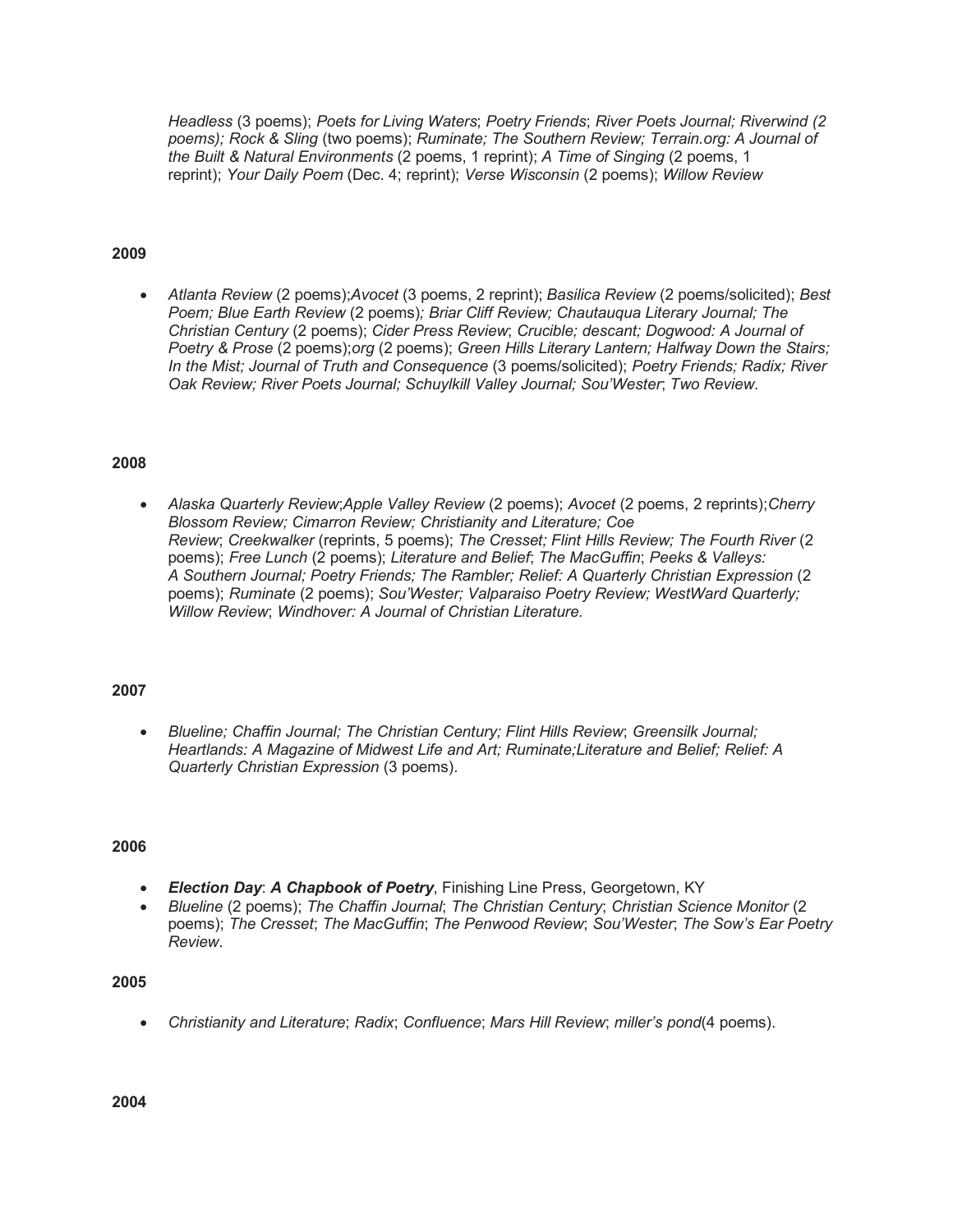*Headless* (3 poems); *Poets for Living Waters*; *Poetry Friends*; *River Poets Journal; Riverwind (2 poems); Rock & Sling* (two poems); *Ruminate; The Southern Review; Terrain.org: A Journal of the Built & Natural Environments* (2 poems, 1 reprint); *A Time of Singing* (2 poems, 1 reprint); *Your Daily Poem* (Dec. 4; reprint); *Verse Wisconsin* (2 poems); *Willow Review*

**2009**

- *Atlanta Review* (2 poems);*Avocet* (3 poems, 2 reprint); *Basilica Review* (2 poems/solicited); *Best Poem; Blue Earth Review* (2 poems)*; Briar Cliff Review; Chautauqua Literary Journal; The Christian Century* (2 poems); *Cider Press Review*; *Crucible; descant; Dogwood: A Journal of Poetry & Prose* (2 poems);*org* (2 poems); *Green Hills Literary Lantern; Halfway Down the Stairs; In the Mist; Journal of Truth and Consequence* (3 poems/solicited); *Poetry Friends; Radix; River Oak Review; River Poets Journal; Schuylkill Valley Journal; Sou'Wester*; *Two Review*.

**2008**

- *Alaska Quarterly Review*;*Apple Valley Review* (2 poems); *Avocet* (2 poems, 2 reprints);*Cherry Blossom Review; Cimarron Review; Christianity and Literature; Coe Review*; *Creekwalker* (reprints, 5 poems); *The Cresset; Flint Hills Review; The Fourth River* (2 poems); *Free Lunch* (2 poems); *Literature and Belief*; *The MacGuffin*; *Peeks & Valleys: A Southern Journal; Poetry Friends; The Rambler; Relief: A Quarterly Christian Expression* (2 poems); *Ruminate* (2 poems); *Sou'Wester; Valparaiso Poetry Review; WestWard Quarterly; Willow Review*; *Windhover: A Journal of Christian Literature.*

**2007**

- *Blueline; Chaffin Journal; The Christian Century; Flint Hills Review*; *Greensilk Journal; Heartlands: A Magazine of Midwest Life and Art; Ruminate;Literature and Belief; Relief: A Quarterly Christian Expression* (3 poems).

**2006**

- ***Election Day***: ***A Chapbook of Poetry***, Finishing Line Press, Georgetown, KY
- *Blueline* (2 poems); *The Chaffin Journal*; *The Christian Century*; *Christian Science Monitor* (2 poems); *The Cresset*; *The MacGuffin*; *The Penwood Review*; *Sou'Wester*; *The Sow's Ear Poetry Review*.

**2005**

- *Christianity and Literature*; *Radix*; *Confluence*; *Mars Hill Review*; *miller's pond*(4 poems).

**2004**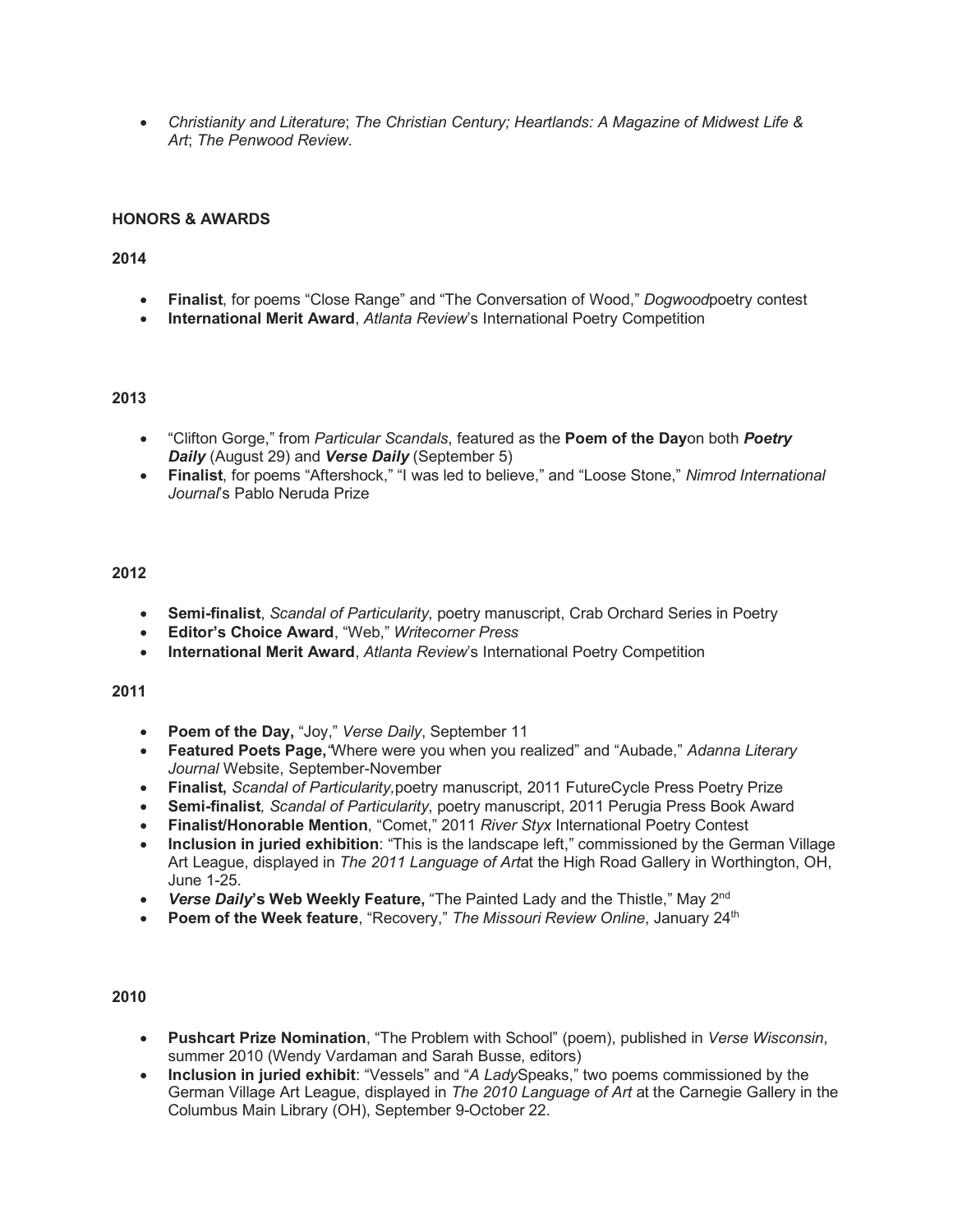- *Christianity and Literature*; *The Christian Century; Heartlands: A Magazine of Midwest Life & Art*; *The Penwood Review*.

**HONORS & AWARDS**

**2014**

- **Finalist**, for poems "Close Range" and "The Conversation of Wood," *Dogwood*poetry contest
- **International Merit Award**, *Atlanta Review*'s International Poetry Competition

**2013**

- "Clifton Gorge," from *Particular Scandals*, featured as the **Poem of the Day**on both ***Poetry Daily*** (August 29) and ***Verse Daily*** (September 5)
- **Finalist**, for poems "Aftershock," "I was led to believe," and "Loose Stone," *Nimrod International Journal*'s Pablo Neruda Prize

**2012**

- **Semi-finalist**, *Scandal of Particularity*, poetry manuscript, Crab Orchard Series in Poetry
- **Editor's Choice Award**, "Web," *Writecorner Press*
- **International Merit Award**, *Atlanta Review*'s International Poetry Competition

**2011**

- **Poem of the Day,** "Joy," *Verse Daily*, September 11
- **Featured Poets Page,**"Where were you when you realized" and "Aubade," *Adanna Literary Journal* Website, September-November
- **Finalist,** *Scandal of Particularity,*poetry manuscript, 2011 FutureCycle Press Poetry Prize
- **Semi-finalist***,* *Scandal of Particularity*, poetry manuscript, 2011 Perugia Press Book Award
- **Finalist/Honorable Mention**, "Comet," 2011 *River Styx* International Poetry Contest
- **Inclusion in juried exhibition**: "This is the landscape left," commissioned by the German Village Art League, displayed in *The 2011 Language of Art*at the High Road Gallery in Worthington, OH, June 1-25.
- ***Verse Daily*'s Web Weekly Feature,** "The Painted Lady and the Thistle," May 2nd
- **Poem of the Week feature**, "Recovery," *The Missouri Review Online*, January 24th

**2010**

- **Pushcart Prize Nomination**, "The Problem with School" (poem), published in *Verse Wisconsin*, summer 2010 (Wendy Vardaman and Sarah Busse, editors)
- **Inclusion in juried exhibit**: "Vessels" and "*A Lady*Speaks," two poems commissioned by the German Village Art League, displayed in *The 2010 Language of Art* at the Carnegie Gallery in the Columbus Main Library (OH), September 9-October 22.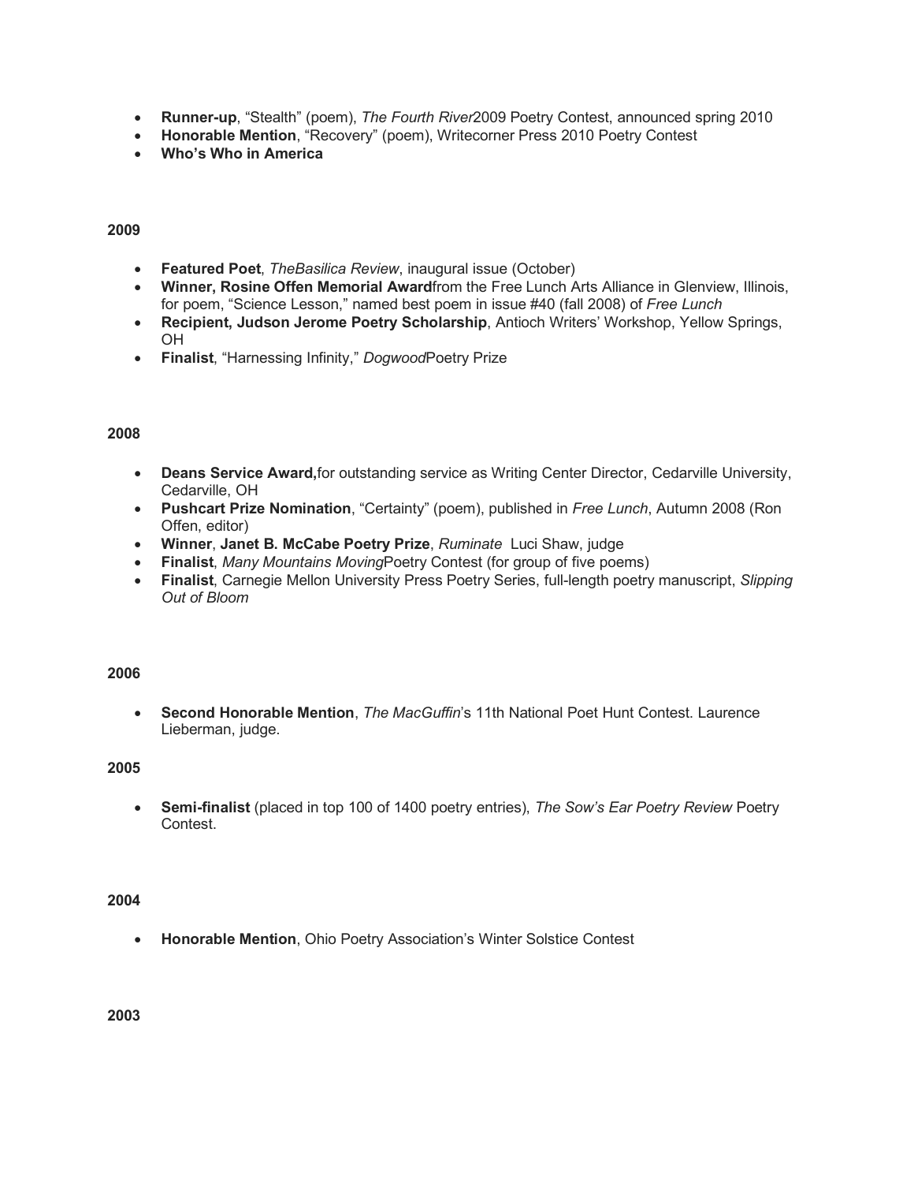- **Runner-up**, "Stealth" (poem), *The Fourth River*2009 Poetry Contest, announced spring 2010
- **Honorable Mention**, "Recovery" (poem), Writecorner Press 2010 Poetry Contest
- **Who's Who in America**

**2009**

- **Featured Poet**, *TheBasilica Review*, inaugural issue (October)
- **Winner, Rosine Offen Memorial Award**from the Free Lunch Arts Alliance in Glenview, Illinois, for poem, "Science Lesson," named best poem in issue #40 (fall 2008) of *Free Lunch*
- **Recipient, Judson Jerome Poetry Scholarship**, Antioch Writers' Workshop, Yellow Springs, OH
- **Finalist**, "Harnessing Infinity," *Dogwood*Poetry Prize

**2008**

- **Deans Service Award,**for outstanding service as Writing Center Director, Cedarville University, Cedarville, OH
- **Pushcart Prize Nomination**, "Certainty" (poem), published in *Free Lunch*, Autumn 2008 (Ron Offen, editor)
- **Winner**, **Janet B. McCabe Poetry Prize**, *Ruminate* Luci Shaw, judge
- **Finalist**, *Many Mountains Moving*Poetry Contest (for group of five poems)
- **Finalist**, Carnegie Mellon University Press Poetry Series, full-length poetry manuscript, *Slipping Out of Bloom*

**2006**

- **Second Honorable Mention**, *The MacGuffin*'s 11th National Poet Hunt Contest. Laurence Lieberman, judge.

**2005**

- **Semi-finalist** (placed in top 100 of 1400 poetry entries), *The Sow's Ear Poetry Review* Poetry Contest.

**2004**

- **Honorable Mention**, Ohio Poetry Association's Winter Solstice Contest

**2003**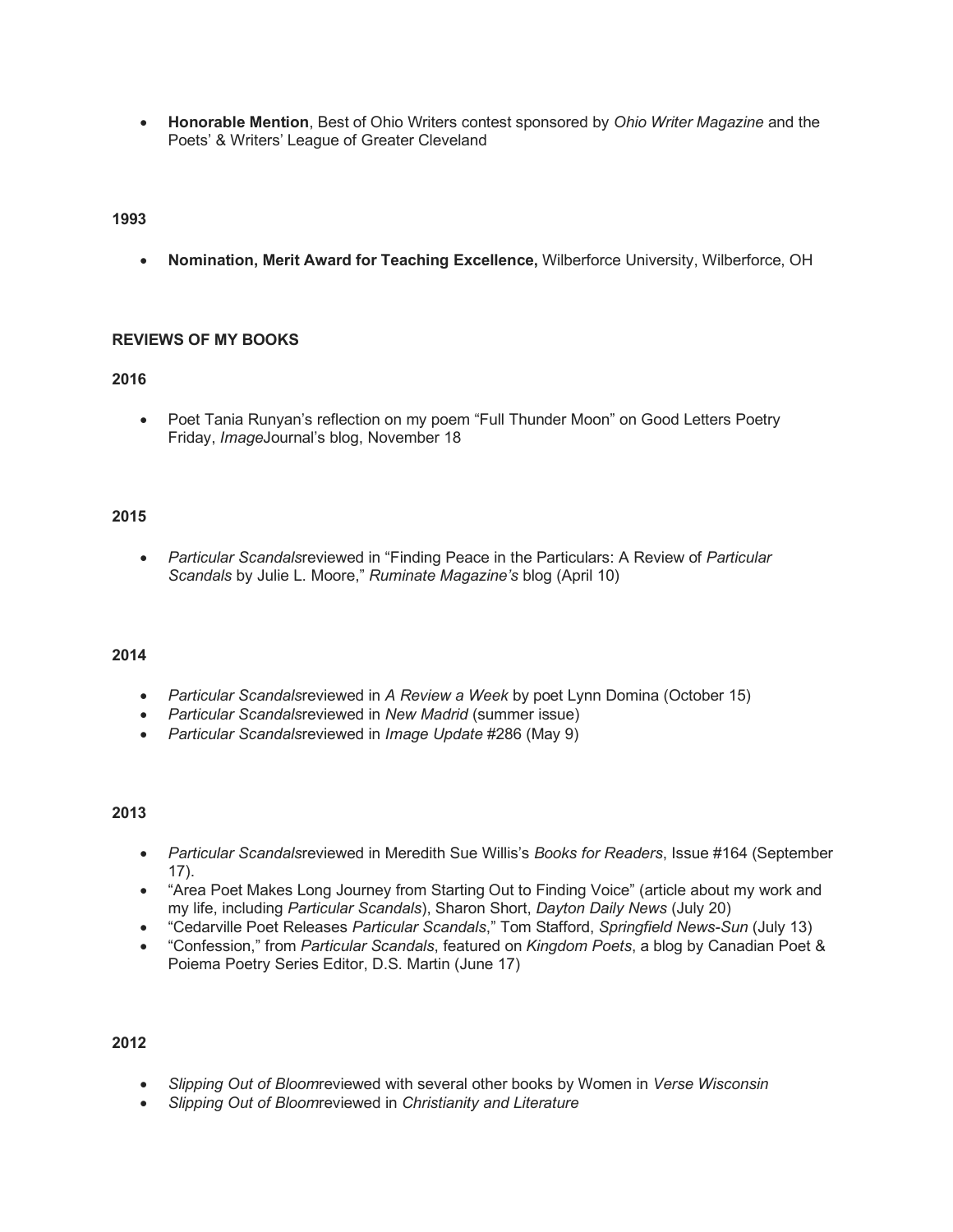- **Honorable Mention**, Best of Ohio Writers contest sponsored by *Ohio Writer Magazine* and the Poets' & Writers' League of Greater Cleveland

**1993**

- **Nomination, Merit Award for Teaching Excellence,** Wilberforce University, Wilberforce, OH

## REVIEWS OF MY BOOKS

**2016**

- Poet Tania Runyan's reflection on my poem "Full Thunder Moon" on Good Letters Poetry Friday, *Image*Journal's blog, November 18

**2015**

- *Particular Scandals*reviewed in "Finding Peace in the Particulars: A Review of *Particular Scandals* by Julie L. Moore," *Ruminate Magazine's* blog (April 10)

**2014**

- *Particular Scandals*reviewed in *A Review a Week* by poet Lynn Domina (October 15)
- *Particular Scandals*reviewed in *New Madrid* (summer issue)
- *Particular Scandals*reviewed in *Image Update* #286 (May 9)

**2013**

- *Particular Scandals*reviewed in Meredith Sue Willis's *Books for Readers*, Issue #164 (September 17).
- "Area Poet Makes Long Journey from Starting Out to Finding Voice" (article about my work and my life, including *Particular Scandals*), Sharon Short, *Dayton Daily News* (July 20)
- "Cedarville Poet Releases *Particular Scandals*," Tom Stafford, *Springfield News-Sun* (July 13)
- "Confession," from *Particular Scandals*, featured on *Kingdom Poets*, a blog by Canadian Poet & Poiema Poetry Series Editor, D.S. Martin (June 17)

**2012**

- *Slipping Out of Bloom*reviewed with several other books by Women in *Verse Wisconsin*
- *Slipping Out of Bloom*reviewed in *Christianity and Literature*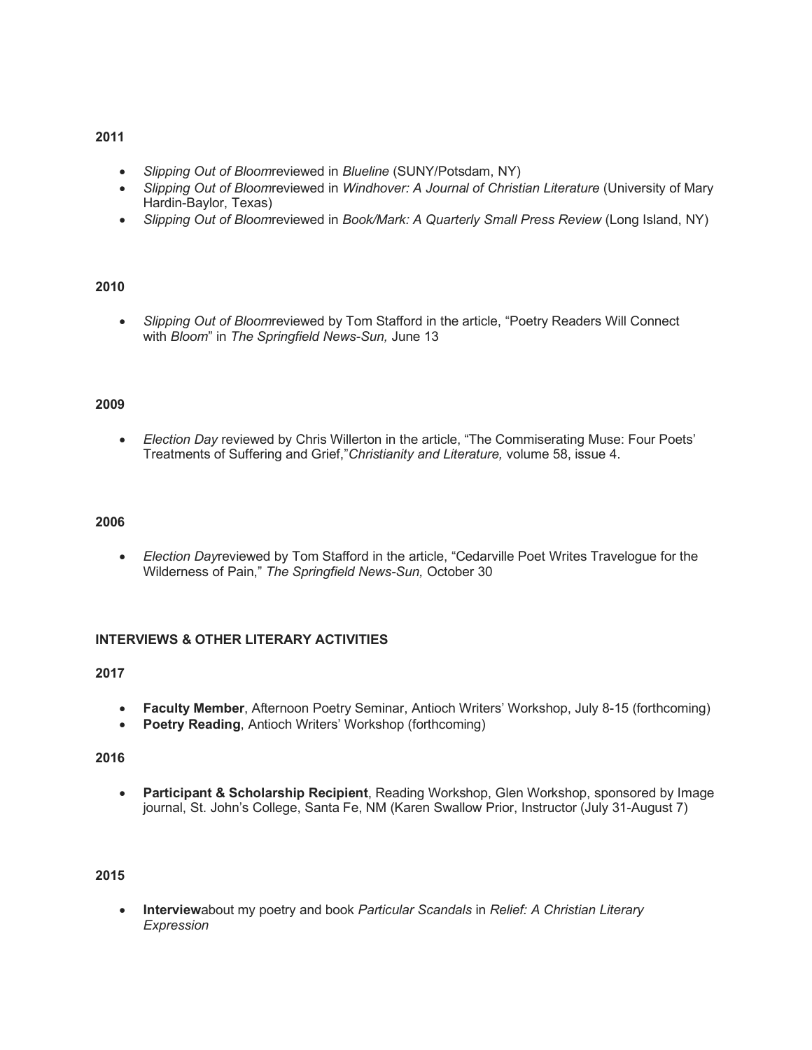**2011**

- *Slipping Out of Bloom*reviewed in *Blueline* (SUNY/Potsdam, NY)
- *Slipping Out of Bloom*reviewed in *Windhover: A Journal of Christian Literature* (University of Mary Hardin-Baylor, Texas)
- *Slipping Out of Bloom*reviewed in *Book/Mark: A Quarterly Small Press Review* (Long Island, NY)

**2010**

- *Slipping Out of Bloom*reviewed by Tom Stafford in the article, "Poetry Readers Will Connect with *Bloom*" in *The Springfield News-Sun,* June 13

**2009**

- *Election Day* reviewed by Chris Willerton in the article, "The Commiserating Muse: Four Poets' Treatments of Suffering and Grief,"*Christianity and Literature,* volume 58, issue 4.

**2006**

- *Election Day*reviewed by Tom Stafford in the article, "Cedarville Poet Writes Travelogue for the Wilderness of Pain," *The Springfield News-Sun,* October 30

**INTERVIEWS & OTHER LITERARY ACTIVITIES**

**2017**

- **Faculty Member**, Afternoon Poetry Seminar, Antioch Writers' Workshop, July 8-15 (forthcoming)
- **Poetry Reading**, Antioch Writers' Workshop (forthcoming)

**2016**

- **Participant & Scholarship Recipient**, Reading Workshop, Glen Workshop, sponsored by Image journal, St. John's College, Santa Fe, NM (Karen Swallow Prior, Instructor (July 31-August 7)

**2015**

- **Interview**about my poetry and book *Particular Scandals* in *Relief: A Christian Literary Expression*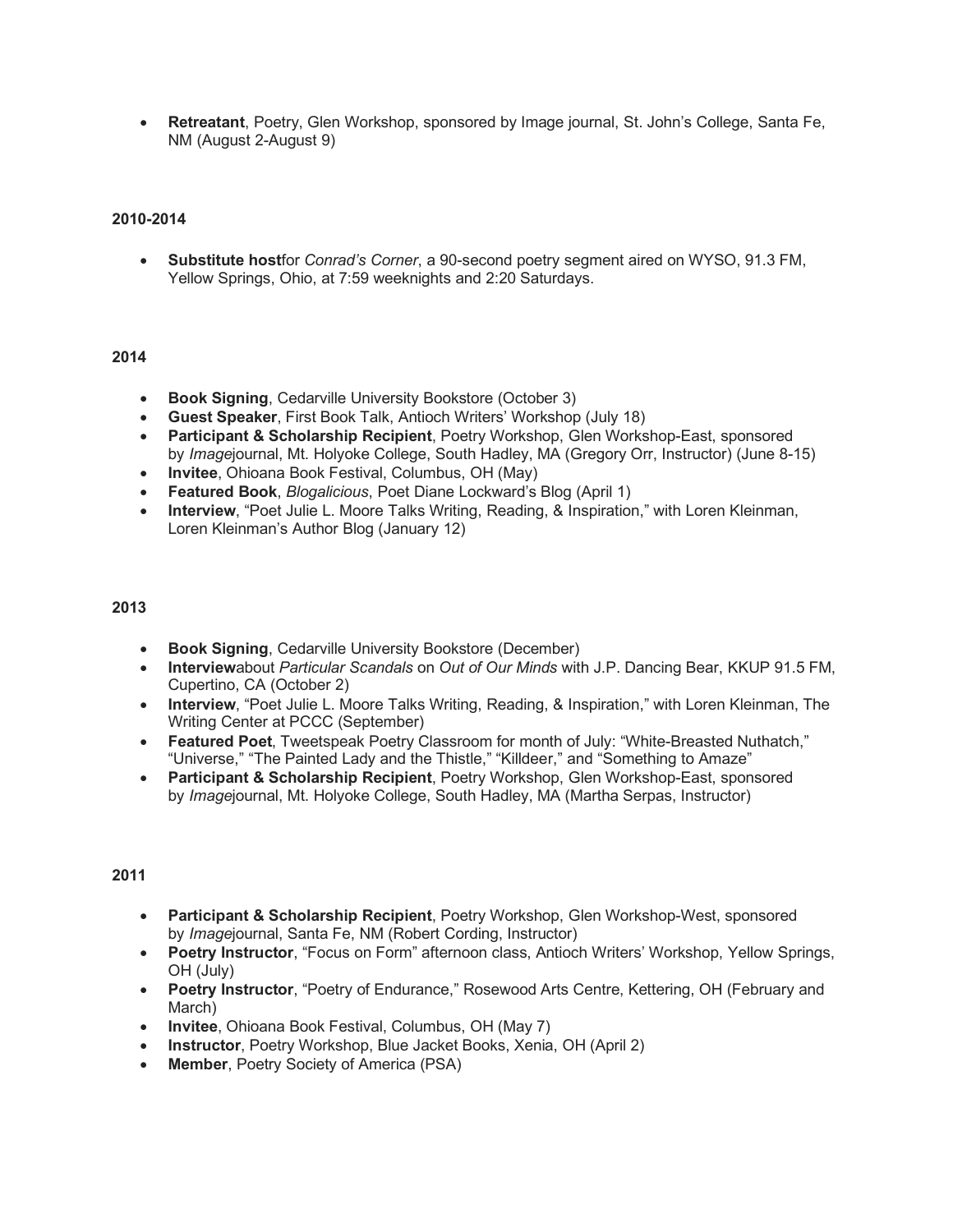- **Retreatant**, Poetry, Glen Workshop, sponsored by Image journal, St. John's College, Santa Fe, NM (August 2-August 9)

**2010-2014**

- **Substitute host**for *Conrad's Corner*, a 90-second poetry segment aired on WYSO, 91.3 FM, Yellow Springs, Ohio, at 7:59 weeknights and 2:20 Saturdays.

**2014**

- **Book Signing**, Cedarville University Bookstore (October 3)
- **Guest Speaker**, First Book Talk, Antioch Writers' Workshop (July 18)
- **Participant & Scholarship Recipient**, Poetry Workshop, Glen Workshop-East, sponsored by *Image*journal, Mt. Holyoke College, South Hadley, MA (Gregory Orr, Instructor) (June 8-15)
- **Invitee**, Ohioana Book Festival, Columbus, OH (May)
- **Featured Book**, *Blogalicious*, Poet Diane Lockward's Blog (April 1)
- **Interview**, "Poet Julie L. Moore Talks Writing, Reading, & Inspiration," with Loren Kleinman, Loren Kleinman's Author Blog (January 12)

**2013**

- **Book Signing**, Cedarville University Bookstore (December)
- **Interview**about *Particular Scandals* on *Out of Our Minds* with J.P. Dancing Bear, KKUP 91.5 FM, Cupertino, CA (October 2)
- **Interview**, "Poet Julie L. Moore Talks Writing, Reading, & Inspiration," with Loren Kleinman, The Writing Center at PCCC (September)
- **Featured Poet**, Tweetspeak Poetry Classroom for month of July: "White-Breasted Nuthatch," "Universe," "The Painted Lady and the Thistle," "Killdeer," and "Something to Amaze"
- **Participant & Scholarship Recipient**, Poetry Workshop, Glen Workshop-East, sponsored by *Image*journal, Mt. Holyoke College, South Hadley, MA (Martha Serpas, Instructor)

**2011**

- **Participant & Scholarship Recipient**, Poetry Workshop, Glen Workshop-West, sponsored by *Image*journal, Santa Fe, NM (Robert Cording, Instructor)
- **Poetry Instructor**, "Focus on Form" afternoon class, Antioch Writers' Workshop, Yellow Springs, OH (July)
- **Poetry Instructor**, "Poetry of Endurance," Rosewood Arts Centre, Kettering, OH (February and March)
- **Invitee**, Ohioana Book Festival, Columbus, OH (May 7)
- **Instructor**, Poetry Workshop, Blue Jacket Books, Xenia, OH (April 2)
- **Member**, Poetry Society of America (PSA)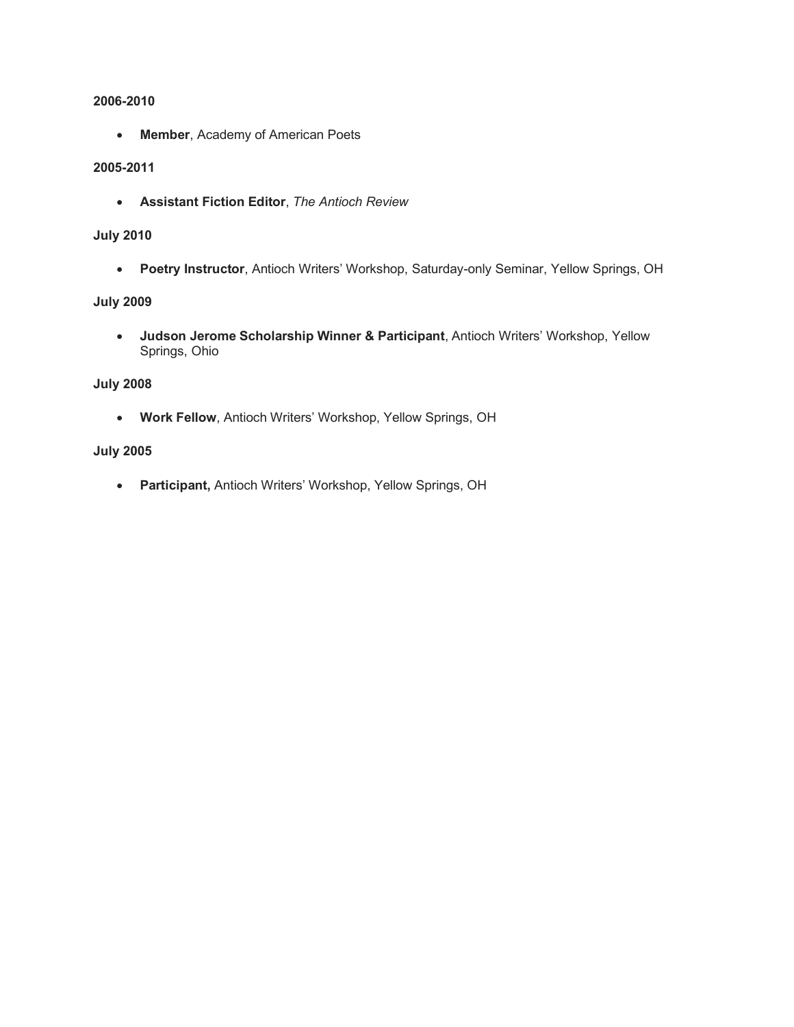**2006-2010**

- **Member**, Academy of American Poets

**2005-2011**

- **Assistant Fiction Editor**, *The Antioch Review*

**July 2010**

- **Poetry Instructor**, Antioch Writers' Workshop, Saturday-only Seminar, Yellow Springs, OH

**July 2009**

- **Judson Jerome Scholarship Winner & Participant**, Antioch Writers' Workshop, Yellow Springs, Ohio

**July 2008**

- **Work Fellow**, Antioch Writers' Workshop, Yellow Springs, OH

**July 2005**

- **Participant,** Antioch Writers' Workshop, Yellow Springs, OH